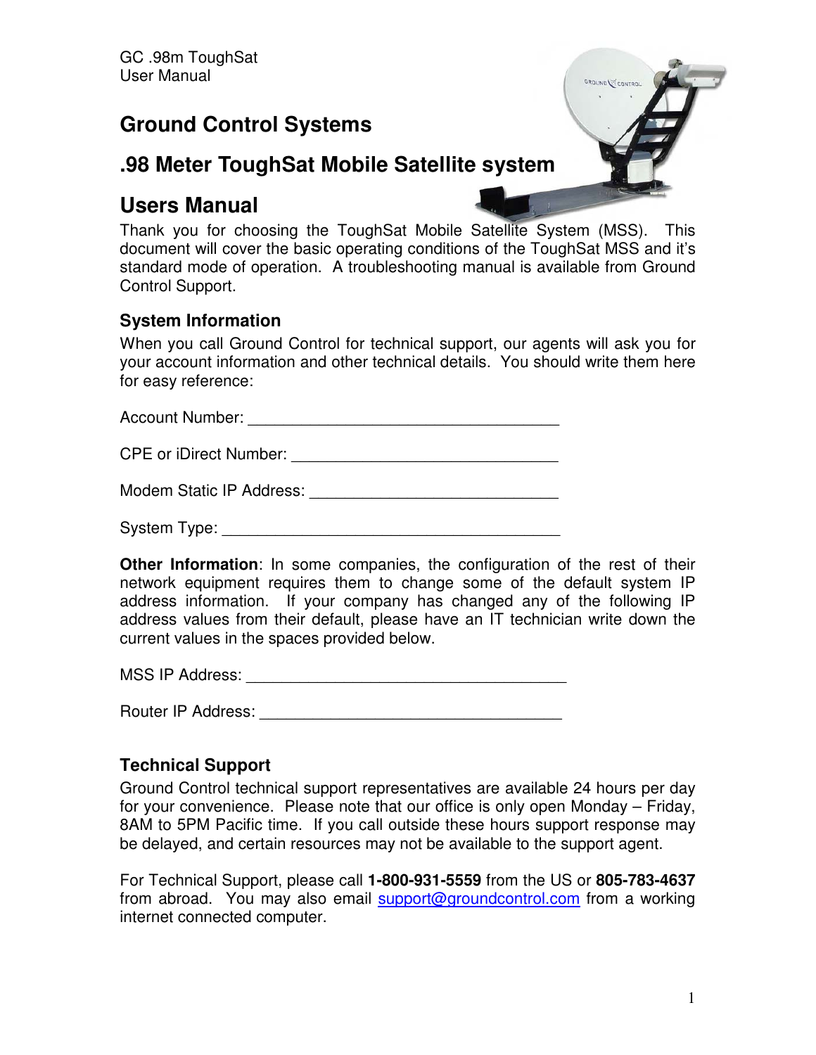# Ground Control Systems

## .98 Meter ToughSat Mobile Satellite system

## Users Manual

Thank you for choosing the ToughSat Mobile Satellite System (MSS). This document will cover the basic operating conditions of the ToughSat MSS and it's standard mode of operation. A troubleshooting manual is available from Ground Control Support.

### System Information

When you call Ground Control for technical support, our agents will ask you for your account information and other technical details. You should write them here for easy reference:

Account Number: ____________________________________

CPE or iDirect Number: ______________________________

Modem Static IP Address: ____________________________

System Type: _______________________________________

**Other Information**: In some companies, the configuration of the rest of their network equipment requires them to change some of the default system IP address information. If your company has changed any of the following IP address values from their default, please have an IT technician write down the current values in the spaces provided below.

MSS IP Address: _____________________________________

Router IP Address: ___________________________________

### Technical Support

Ground Control technical support representatives are available 24 hours per day for your convenience. Please note that our office is only open Monday – Friday, 8AM to 5PM Pacific time. If you call outside these hours support response may be delayed, and certain resources may not be available to the support agent.

For Technical Support, please call **1-800-931-5559** from the US or **805-783-4637** from abroad. You may also email support@groundcontrol.com from a working internet connected computer.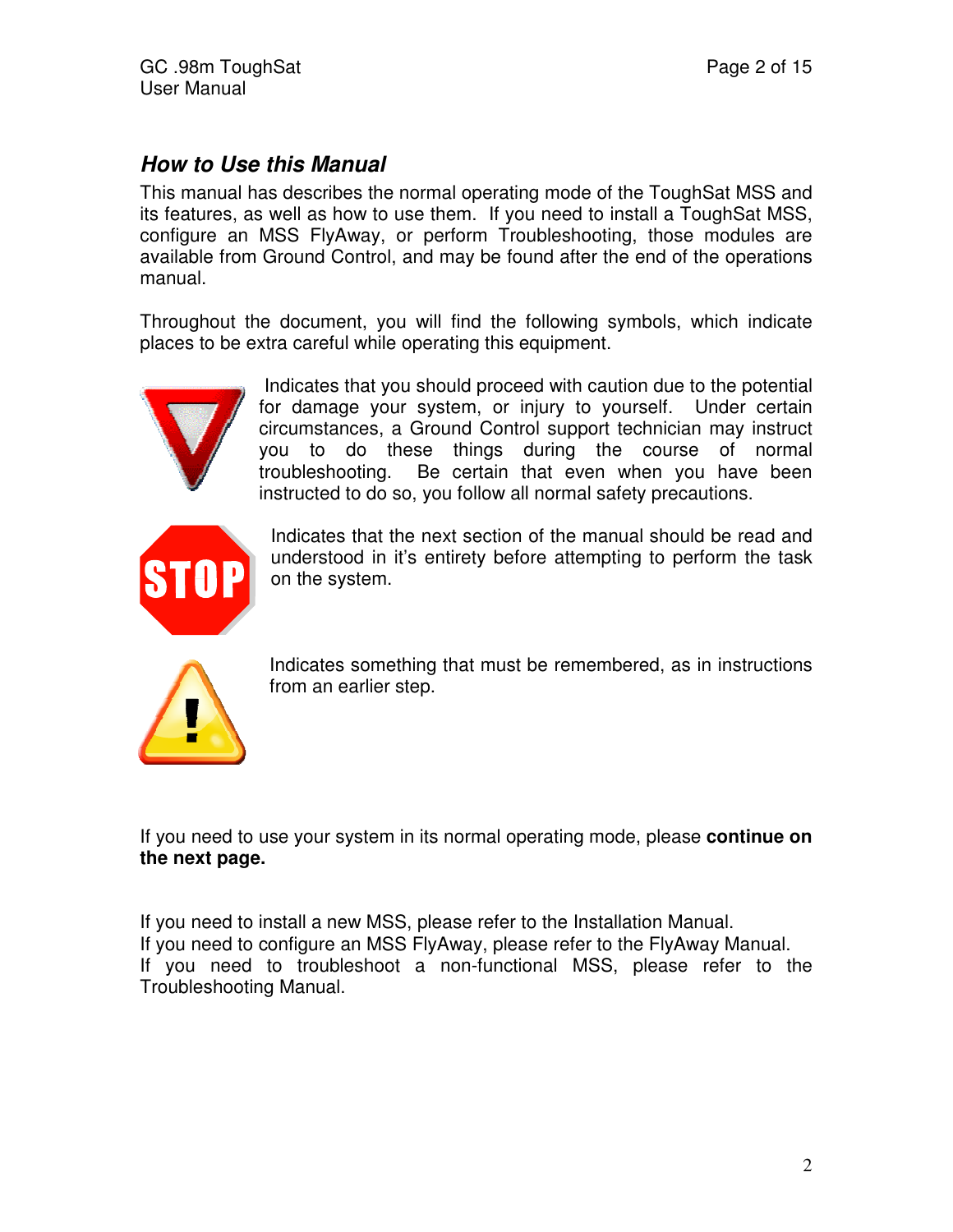## *How to Use this Manual*

This manual has describes the normal operating mode of the ToughSat MSS and its features, as well as how to use them. If you need to install a ToughSat MSS, configure an MSS FlyAway, or perform Troubleshooting, those modules are available from Ground Control, and may be found after the end of the operations manual.

Throughout the document, you will find the following symbols, which indicate places to be extra careful while operating this equipment.

Indicates that you should proceed with caution due to the potential for damage your system, or injury to yourself. Under certain circumstances, a Ground Control support technician may instruct you to do these things during the course of normal troubleshooting. Be certain that even when you have been instructed to do so, you follow all normal safety precautions.

Indicates that the next section of the manual should be read and understood in it's entirety before attempting to perform the task on the system.

Indicates something that must be remembered, as in instructions from an earlier step.

If you need to use your system in its normal operating mode, please **continue on the next page.**

If you need to install a new MSS, please refer to the Installation Manual.
If you need to configure an MSS FlyAway, please refer to the FlyAway Manual.
If you need to troubleshoot a non-functional MSS, please refer to the Troubleshooting Manual.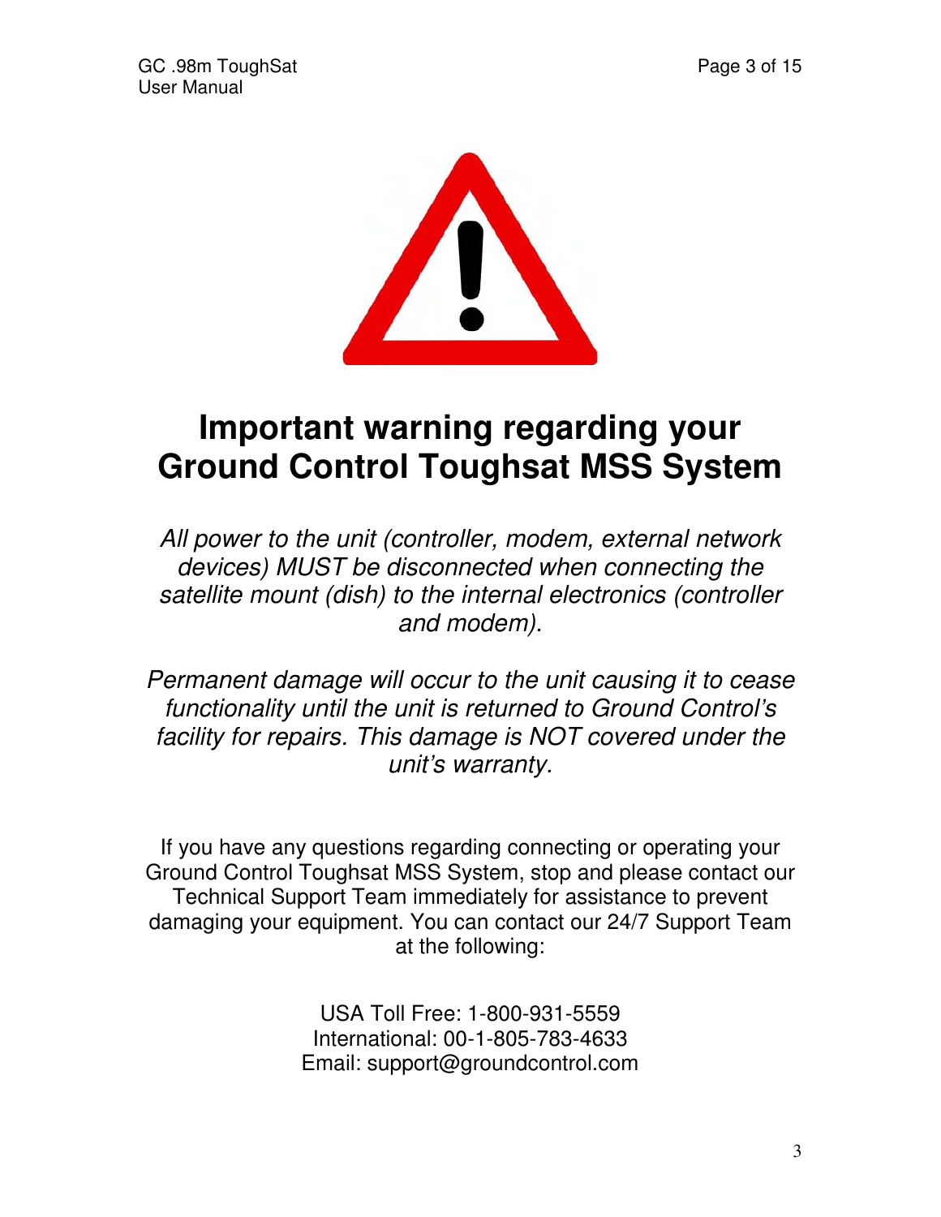# Important warning regarding your Ground Control Toughsat MSS System

*All power to the unit (controller, modem, external network devices) MUST be disconnected when connecting the satellite mount (dish) to the internal electronics (controller and modem).*

*Permanent damage will occur to the unit causing it to cease functionality until the unit is returned to Ground Control's facility for repairs. This damage is NOT covered under the unit's warranty.*

If you have any questions regarding connecting or operating your Ground Control Toughsat MSS System, stop and please contact our Technical Support Team immediately for assistance to prevent damaging your equipment. You can contact our 24/7 Support Team at the following:

USA Toll Free: 1-800-931-5559
International: 00-1-805-783-4633
Email: support@groundcontrol.com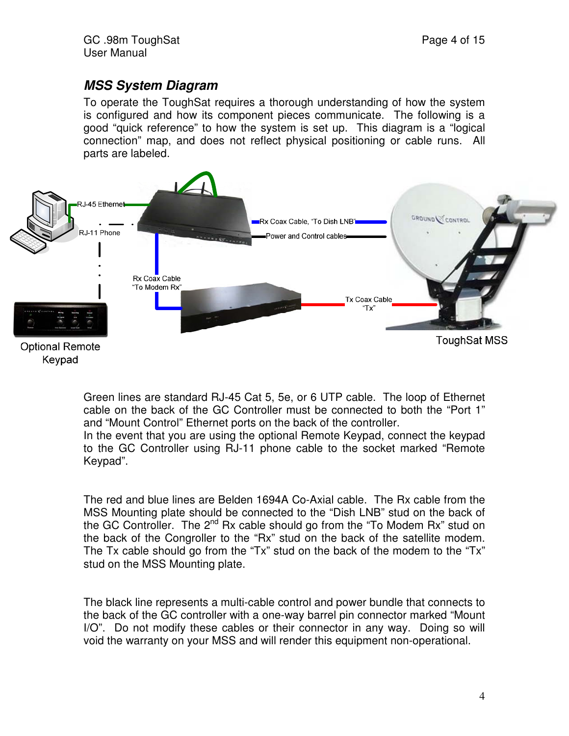### *MSS System Diagram*

To operate the ToughSat requires a thorough understanding of how the system is configured and how its component pieces communicate. The following is a good "quick reference" to how the system is set up. This diagram is a "logical connection" map, and does not reflect physical positioning or cable runs. All parts are labeled.

RJ-45 Ethernet

RJ-11 Phone

Rx Coax Cable, "To Dish LNB"

Power and Control cables

Rx Coax Cable "To Modem Rx"

Tx Coax Cable "Tx"

Optional Remote Keypad

ToughSat MSS

Green lines are standard RJ-45 Cat 5, 5e, or 6 UTP cable. The loop of Ethernet cable on the back of the GC Controller must be connected to both the "Port 1" and "Mount Control" Ethernet ports on the back of the controller.
In the event that you are using the optional Remote Keypad, connect the keypad to the GC Controller using RJ-11 phone cable to the socket marked "Remote Keypad".

The red and blue lines are Belden 1694A Co-Axial cable. The Rx cable from the MSS Mounting plate should be connected to the "Dish LNB" stud on the back of the GC Controller. The 2nd Rx cable should go from the "To Modem Rx" stud on the back of the Congroller to the "Rx" stud on the back of the satellite modem. The Tx cable should go from the "Tx" stud on the back of the modem to the "Tx" stud on the MSS Mounting plate.

The black line represents a multi-cable control and power bundle that connects to the back of the GC controller with a one-way barrel pin connector marked "Mount I/O". Do not modify these cables or their connector in any way. Doing so will void the warranty on your MSS and will render this equipment non-operational.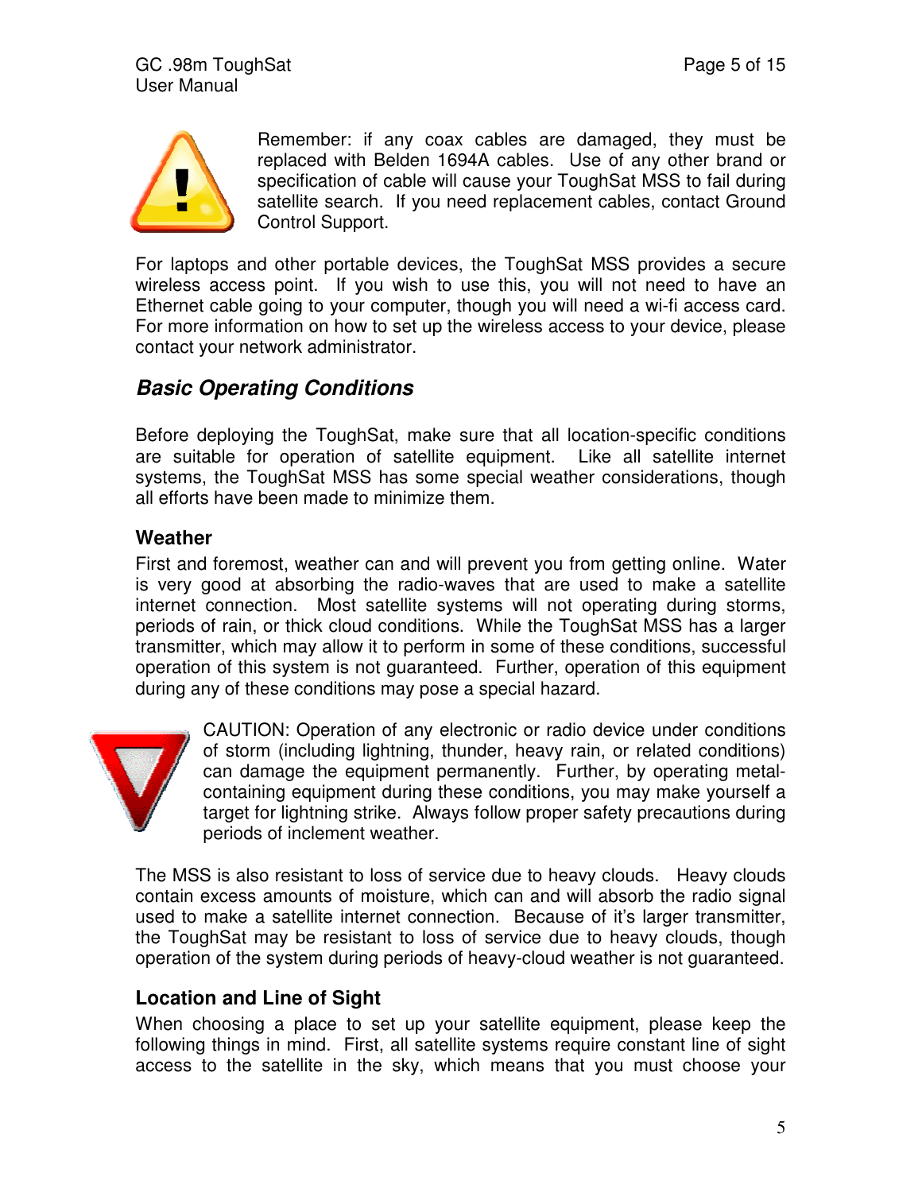Remember: if any coax cables are damaged, they must be replaced with Belden 1694A cables. Use of any other brand or specification of cable will cause your ToughSat MSS to fail during satellite search. If you need replacement cables, contact Ground Control Support.

For laptops and other portable devices, the ToughSat MSS provides a secure wireless access point. If you wish to use this, you will not need to have an Ethernet cable going to your computer, though you will need a wi-fi access card. For more information on how to set up the wireless access to your device, please contact your network administrator.

## *Basic Operating Conditions*

Before deploying the ToughSat, make sure that all location-specific conditions are suitable for operation of satellite equipment. Like all satellite internet systems, the ToughSat MSS has some special weather considerations, though all efforts have been made to minimize them.

### Weather

First and foremost, weather can and will prevent you from getting online. Water is very good at absorbing the radio-waves that are used to make a satellite internet connection. Most satellite systems will not operating during storms, periods of rain, or thick cloud conditions. While the ToughSat MSS has a larger transmitter, which may allow it to perform in some of these conditions, successful operation of this system is not guaranteed. Further, operation of this equipment during any of these conditions may pose a special hazard.

CAUTION: Operation of any electronic or radio device under conditions of storm (including lightning, thunder, heavy rain, or related conditions) can damage the equipment permanently. Further, by operating metal-containing equipment during these conditions, you may make yourself a target for lightning strike. Always follow proper safety precautions during periods of inclement weather.

The MSS is also resistant to loss of service due to heavy clouds. Heavy clouds contain excess amounts of moisture, which can and will absorb the radio signal used to make a satellite internet connection. Because of it's larger transmitter, the ToughSat may be resistant to loss of service due to heavy clouds, though operation of the system during periods of heavy-cloud weather is not guaranteed.

### Location and Line of Sight

When choosing a place to set up your satellite equipment, please keep the following things in mind. First, all satellite systems require constant line of sight access to the satellite in the sky, which means that you must choose your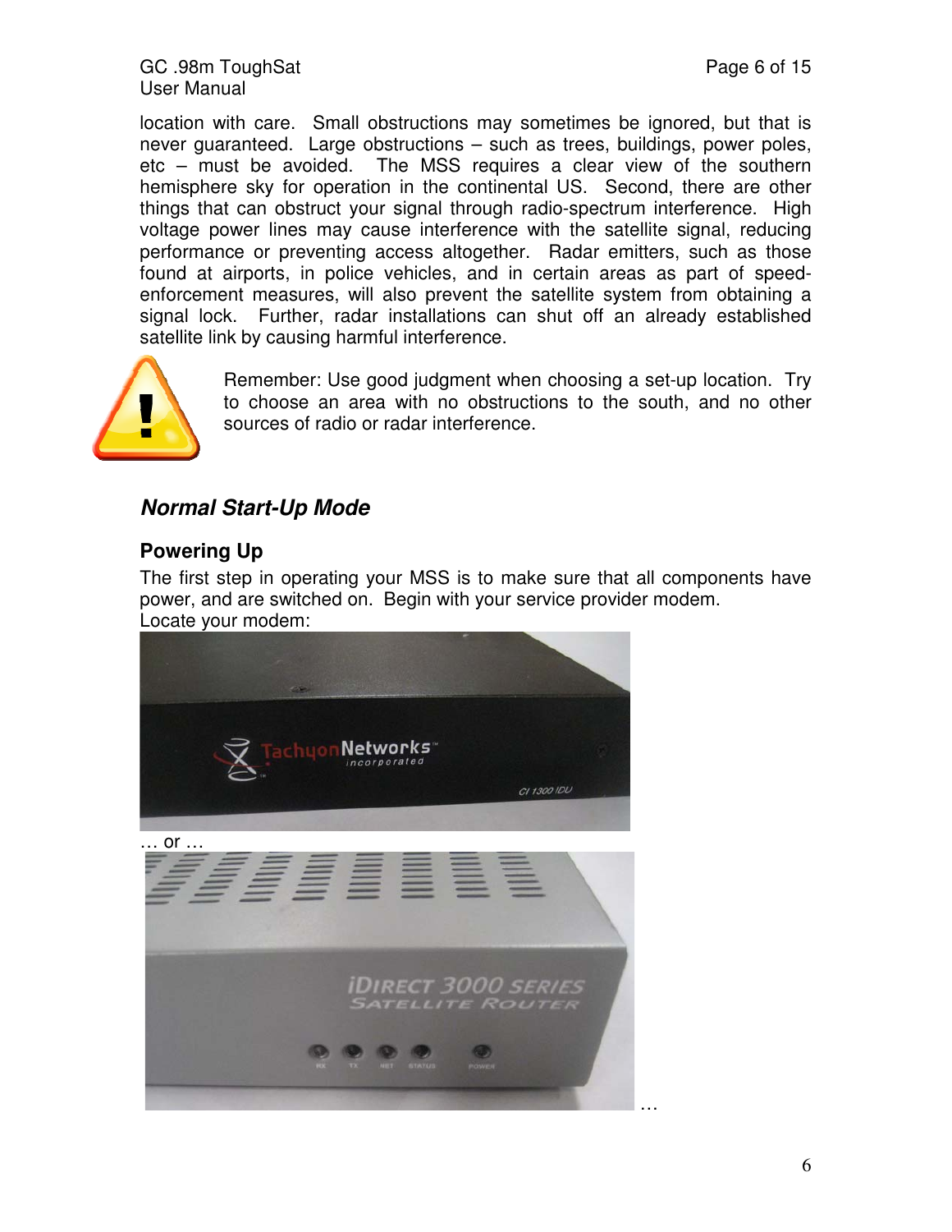location with care. Small obstructions may sometimes be ignored, but that is never guaranteed. Large obstructions – such as trees, buildings, power poles, etc – must be avoided. The MSS requires a clear view of the southern hemisphere sky for operation in the continental US. Second, there are other things that can obstruct your signal through radio-spectrum interference. High voltage power lines may cause interference with the satellite signal, reducing performance or preventing access altogether. Radar emitters, such as those found at airports, in police vehicles, and in certain areas as part of speed-enforcement measures, will also prevent the satellite system from obtaining a signal lock. Further, radar installations can shut off an already established satellite link by causing harmful interference.

Remember: Use good judgment when choosing a set-up location. Try to choose an area with no obstructions to the south, and no other sources of radio or radar interference.

## *Normal Start-Up Mode*

### Powering Up

The first step in operating your MSS is to make sure that all components have power, and are switched on. Begin with your service provider modem.
Locate your modem:

… or …

…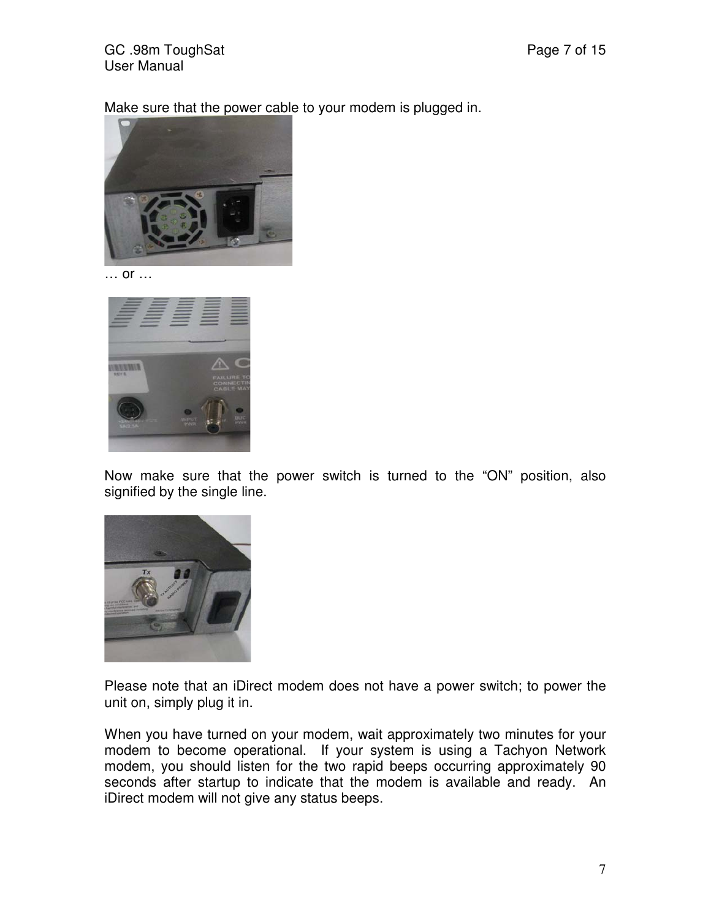Make sure that the power cable to your modem is plugged in.

… or …

Now make sure that the power switch is turned to the "ON" position, also signified by the single line.

Please note that an iDirect modem does not have a power switch; to power the unit on, simply plug it in.

When you have turned on your modem, wait approximately two minutes for your modem to become operational. If your system is using a Tachyon Network modem, you should listen for the two rapid beeps occurring approximately 90 seconds after startup to indicate that the modem is available and ready. An iDirect modem will not give any status beeps.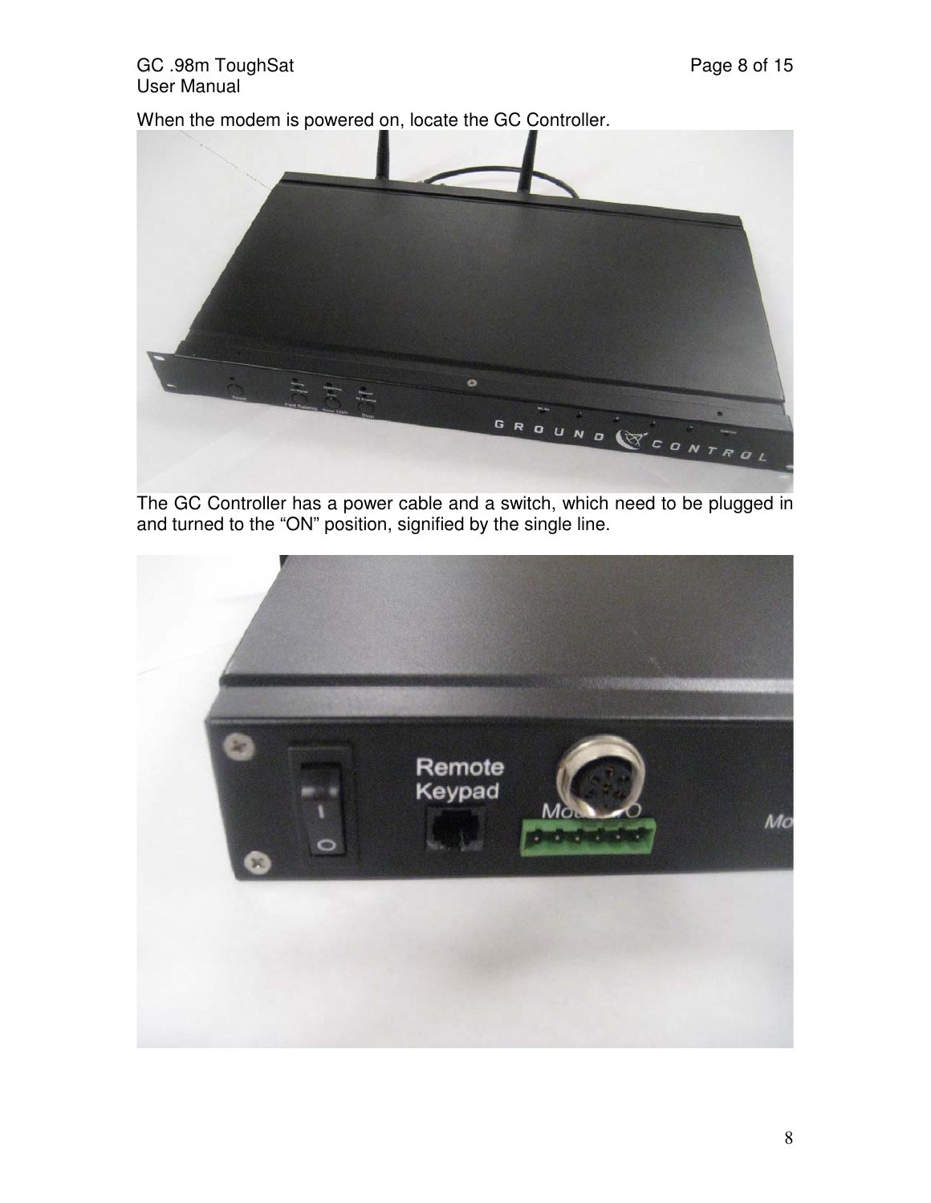When the modem is powered on, locate the GC Controller.

The GC Controller has a power cable and a switch, which need to be plugged in and turned to the “ON” position, signified by the single line.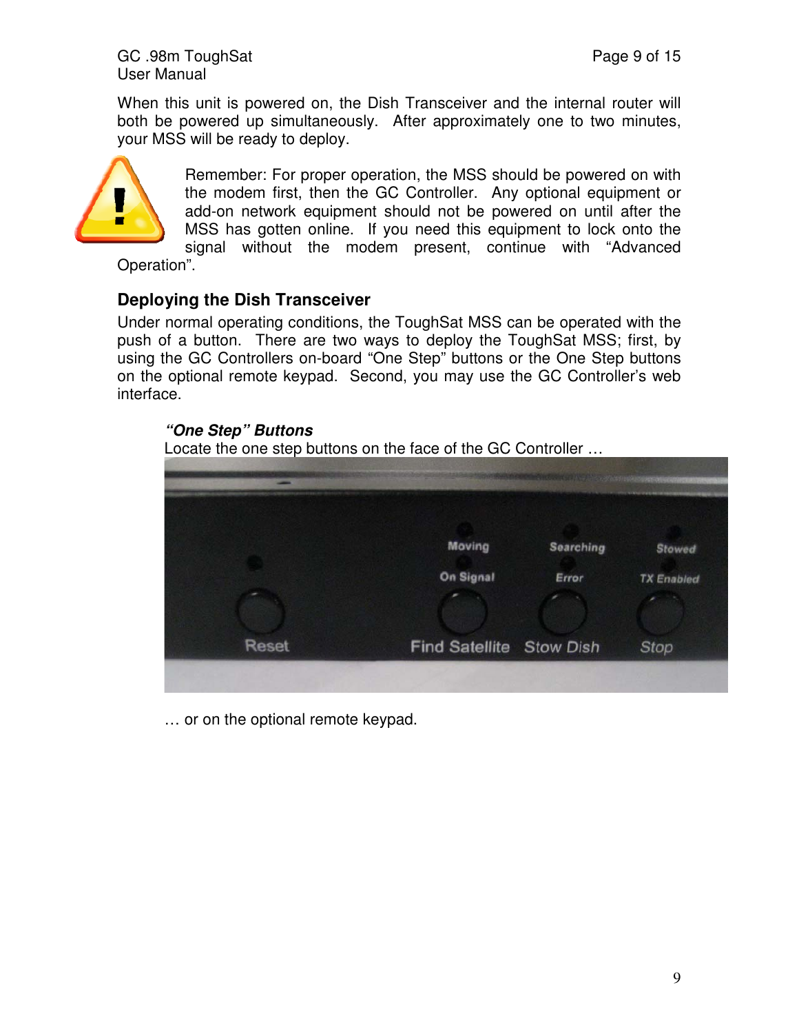When this unit is powered on, the Dish Transceiver and the internal router will both be powered up simultaneously. After approximately one to two minutes, your MSS will be ready to deploy.

Remember: For proper operation, the MSS should be powered on with the modem first, then the GC Controller. Any optional equipment or add-on network equipment should not be powered on until after the MSS has gotten online. If you need this equipment to lock onto the signal without the modem present, continue with "Advanced Operation".

## Deploying the Dish Transceiver

Under normal operating conditions, the ToughSat MSS can be operated with the push of a button. There are two ways to deploy the ToughSat MSS; first, by using the GC Controllers on-board "One Step" buttons or the One Step buttons on the optional remote keypad. Second, you may use the GC Controller's web interface.

### *"One Step" Buttons*

Locate the one step buttons on the face of the GC Controller …

… or on the optional remote keypad.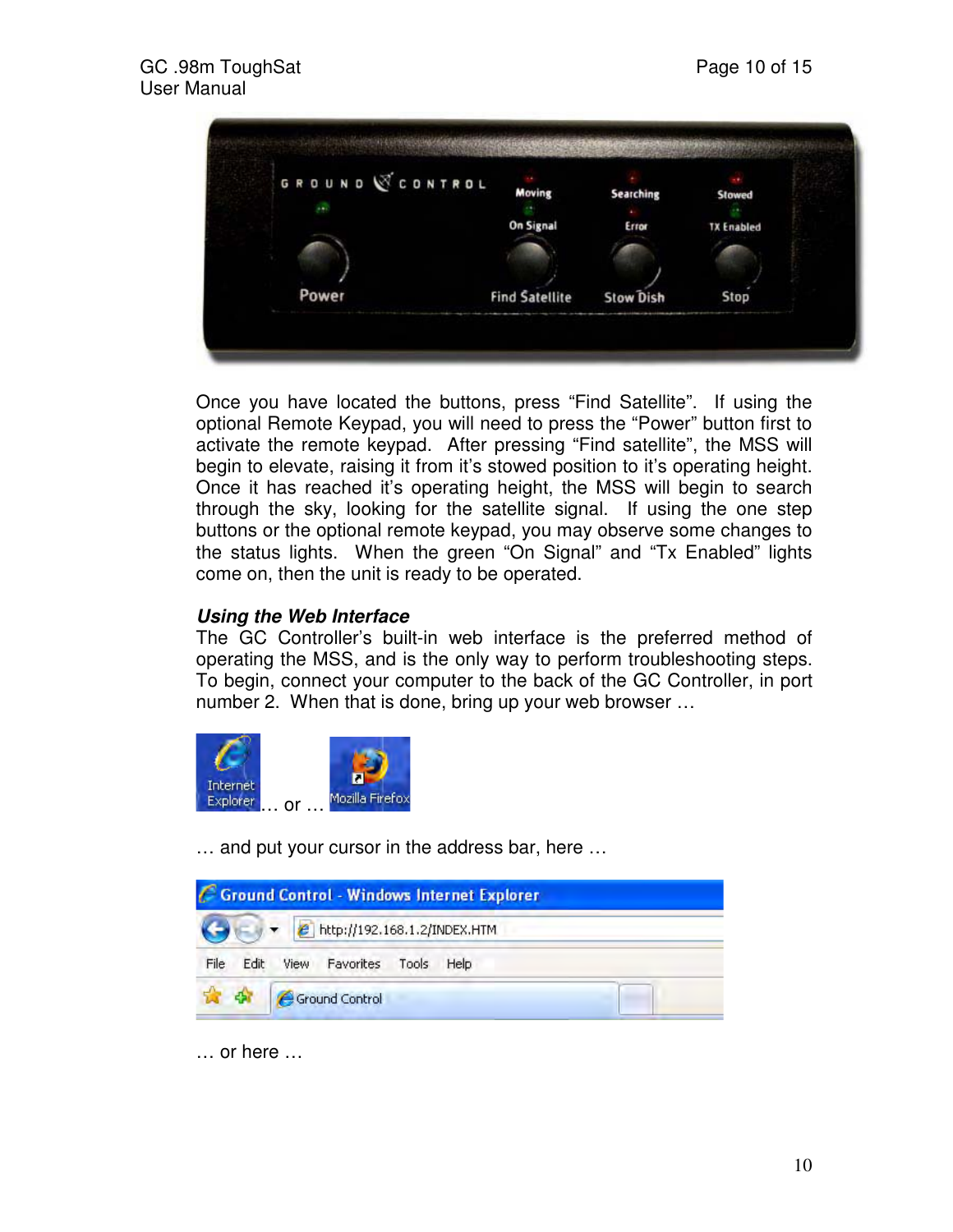Once you have located the buttons, press “Find Satellite”. If using the optional Remote Keypad, you will need to press the “Power” button first to activate the remote keypad. After pressing “Find satellite”, the MSS will begin to elevate, raising it from it’s stowed position to it’s operating height. Once it has reached it’s operating height, the MSS will begin to search through the sky, looking for the satellite signal. If using the one step buttons or the optional remote keypad, you may observe some changes to the status lights. When the green “On Signal” and “Tx Enabled” lights come on, then the unit is ready to be operated.

***Using the Web Interface***

The GC Controller’s built-in web interface is the preferred method of operating the MSS, and is the only way to perform troubleshooting steps. To begin, connect your computer to the back of the GC Controller, in port number 2. When that is done, bring up your web browser …

… or …

… and put your cursor in the address bar, here …

… or here …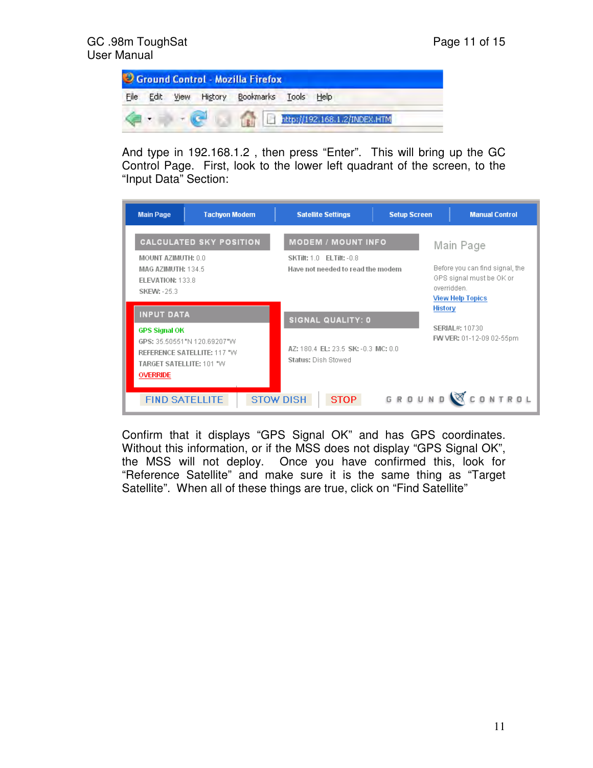And type in 192.168.1.2 , then press “Enter”. This will bring up the GC Control Page. First, look to the lower left quadrant of the screen, to the “Input Data” Section:

Confirm that it displays “GPS Signal OK” and has GPS coordinates. Without this information, or if the MSS does not display “GPS Signal OK”, the MSS will not deploy. Once you have confirmed this, look for “Reference Satellite” and make sure it is the same thing as “Target Satellite”. When all of these things are true, click on “Find Satellite”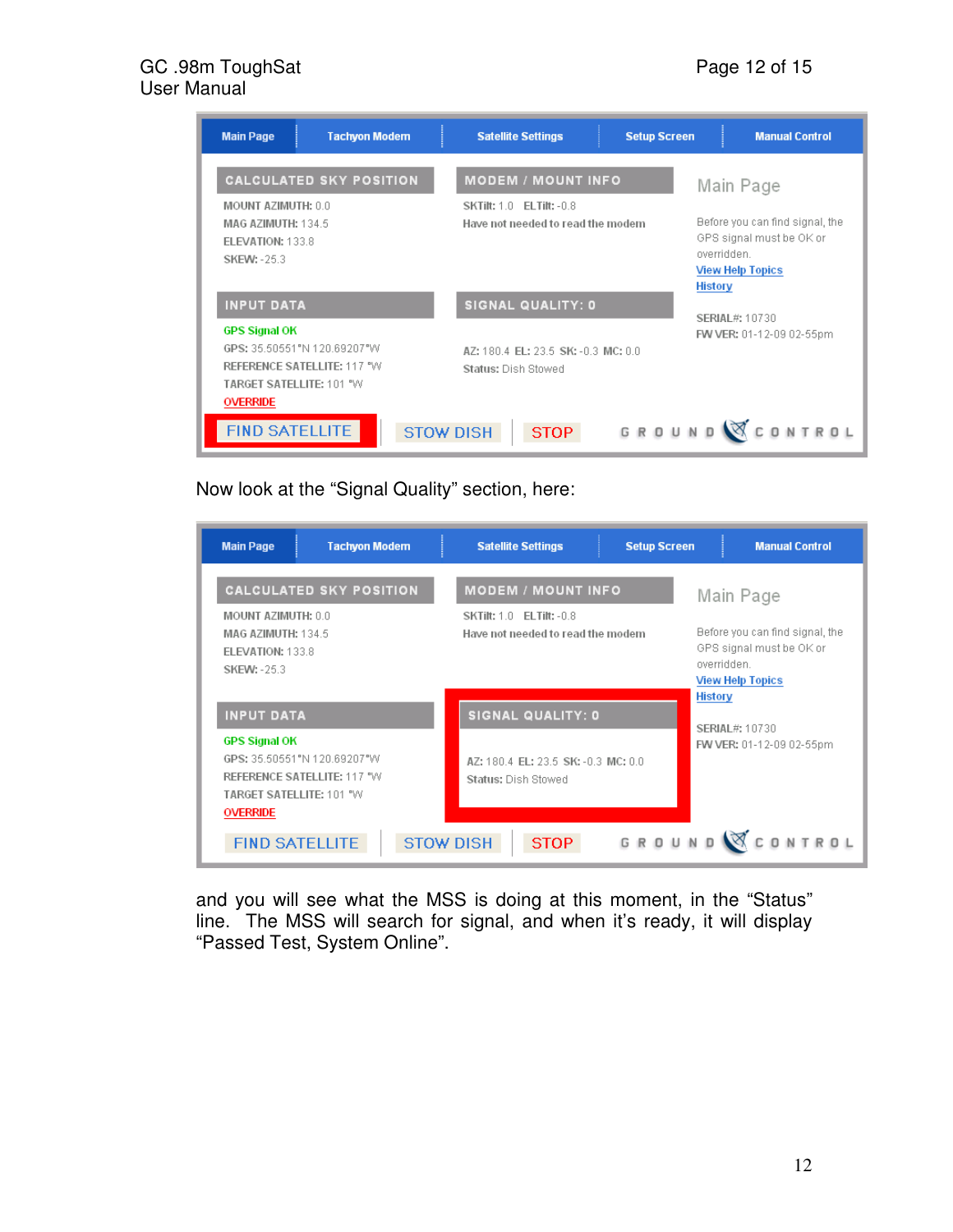Now look at the "Signal Quality" section, here:

and you will see what the MSS is doing at this moment, in the "Status" line. The MSS will search for signal, and when it's ready, it will display "Passed Test, System Online".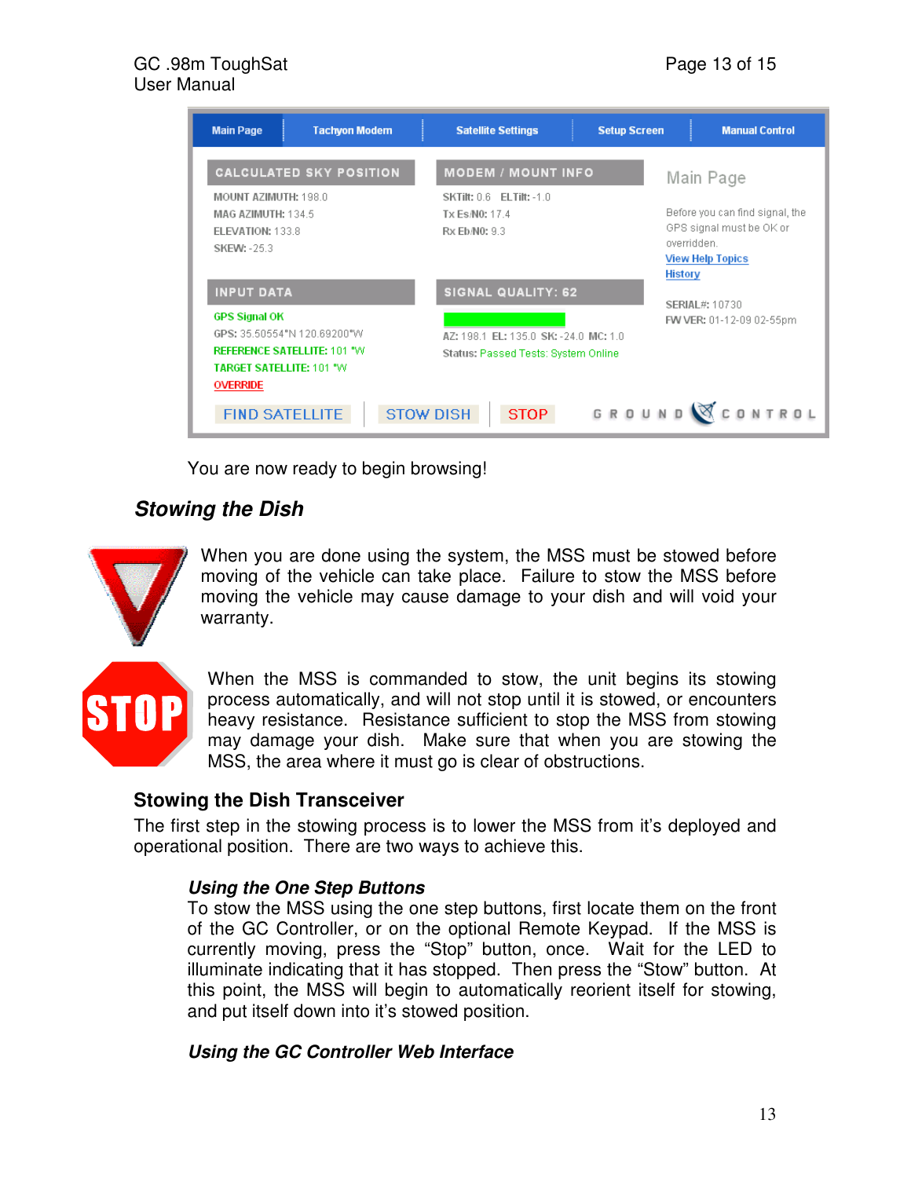You are now ready to begin browsing!

## Stowing the Dish

When you are done using the system, the MSS must be stowed before moving of the vehicle can take place. Failure to stow the MSS before moving the vehicle may cause damage to your dish and will void your warranty.

When the MSS is commanded to stow, the unit begins its stowing process automatically, and will not stop until it is stowed, or encounters heavy resistance. Resistance sufficient to stop the MSS from stowing may damage your dish. Make sure that when you are stowing the MSS, the area where it must go is clear of obstructions.

### Stowing the Dish Transceiver

The first step in the stowing process is to lower the MSS from it's deployed and operational position. There are two ways to achieve this.

#### *Using the One Step Buttons*

To stow the MSS using the one step buttons, first locate them on the front of the GC Controller, or on the optional Remote Keypad. If the MSS is currently moving, press the "Stop" button, once. Wait for the LED to illuminate indicating that it has stopped. Then press the "Stow" button. At this point, the MSS will begin to automatically reorient itself for stowing, and put itself down into it's stowed position.

#### *Using the GC Controller Web Interface*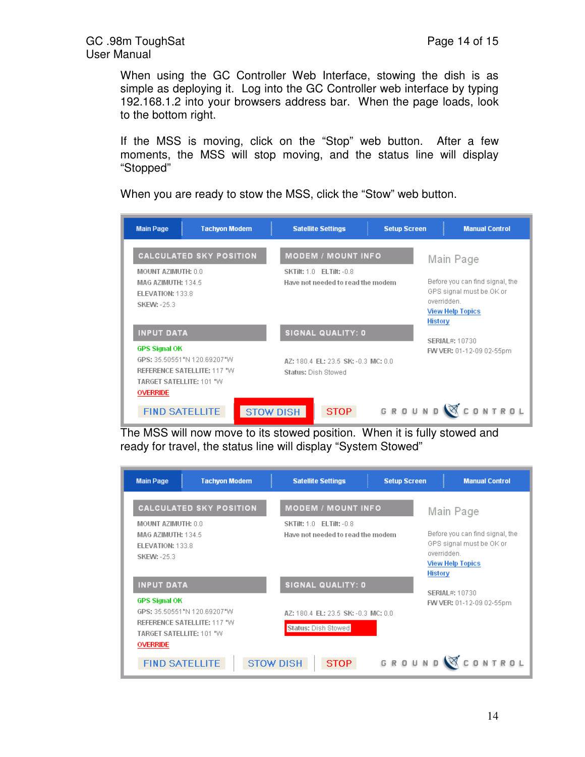When using the GC Controller Web Interface, stowing the dish is as simple as deploying it. Log into the GC Controller web interface by typing 192.168.1.2 into your browsers address bar. When the page loads, look to the bottom right.

If the MSS is moving, click on the "Stop" web button. After a few moments, the MSS will stop moving, and the status line will display "Stopped"

When you are ready to stow the MSS, click the "Stow" web button.

Main Page | Tachyon Modem | Satellite Settings | Setup Screen | Manual Control

CALCULATED SKY POSITION

MOUNT AZIMUTH: 0.0
MAG AZIMUTH: 134.5
ELEVATION: 133.8
SKEW: -25.3

MODEM / MOUNT INFO

SKTilt: 1.0 ELTilt: -0.8
Have not needed to read the modem

Main Page

Before you can find signal, the GPS signal must be OK or overridden.
View Help Topics
History

INPUT DATA

GPS Signal OK
GPS: 35.50551°N 120.69207°W
REFERENCE SATELLITE: 117 °W
TARGET SATELLITE: 101 °W
OVERRIDE

SIGNAL QUALITY: 0

AZ: 180.4 EL: 23.5 SK: -0.3 MC: 0.0
Status: Dish Stowed

SERIAL#: 10730
FW VER: 01-12-09 02-55pm

FIND SATELLITE | STOW DISH | STOP

GROUND CONTROL

The MSS will now move to its stowed position. When it is fully stowed and ready for travel, the status line will display "System Stowed"

Main Page | Tachyon Modem | Satellite Settings | Setup Screen | Manual Control

CALCULATED SKY POSITION

MOUNT AZIMUTH: 0.0
MAG AZIMUTH: 134.5
ELEVATION: 133.8
SKEW: -25.3

MODEM / MOUNT INFO

SKTilt: 1.0 ELTilt: -0.8
Have not needed to read the modem

Main Page

Before you can find signal, the GPS signal must be OK or overridden.
View Help Topics
History

INPUT DATA

GPS Signal OK
GPS: 35.50551°N 120.69207°W
REFERENCE SATELLITE: 117 °W
TARGET SATELLITE: 101 °W
OVERRIDE

SIGNAL QUALITY: 0

AZ: 180.4 EL: 23.5 SK: -0.3 MC: 0.0
Status: Dish Stowed

SERIAL#: 10730
FW VER: 01-12-09 02-55pm

FIND SATELLITE | STOW DISH | STOP

GROUND CONTROL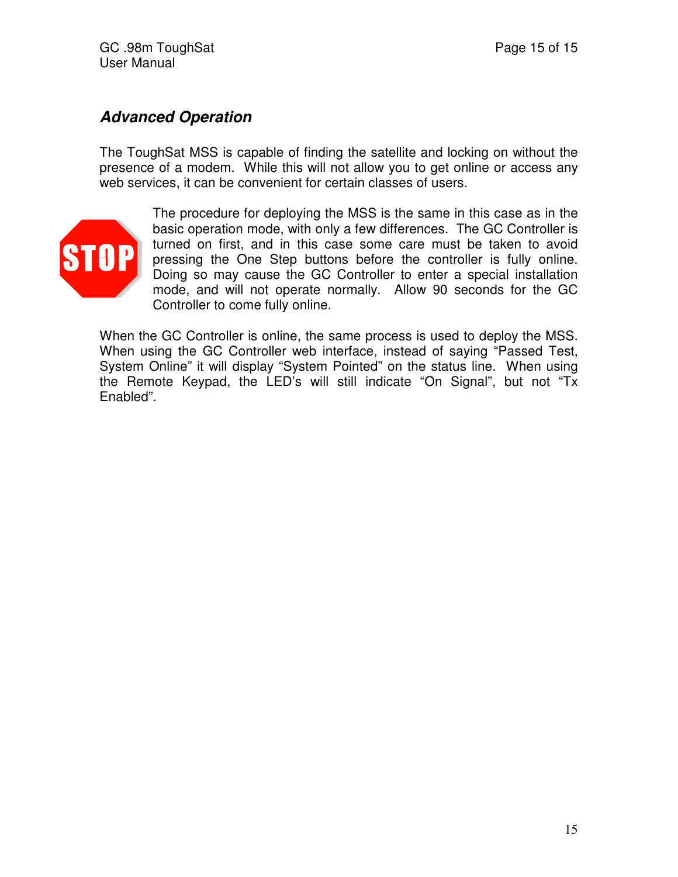## *Advanced Operation*

The ToughSat MSS is capable of finding the satellite and locking on without the presence of a modem. While this will not allow you to get online or access any web services, it can be convenient for certain classes of users.

The procedure for deploying the MSS is the same in this case as in the basic operation mode, with only a few differences. The GC Controller is turned on first, and in this case some care must be taken to avoid pressing the One Step buttons before the controller is fully online. Doing so may cause the GC Controller to enter a special installation mode, and will not operate normally. Allow 90 seconds for the GC Controller to come fully online.

When the GC Controller is online, the same process is used to deploy the MSS. When using the GC Controller web interface, instead of saying "Passed Test, System Online" it will display "System Pointed" on the status line. When using the Remote Keypad, the LED's will still indicate "On Signal", but not "Tx Enabled".